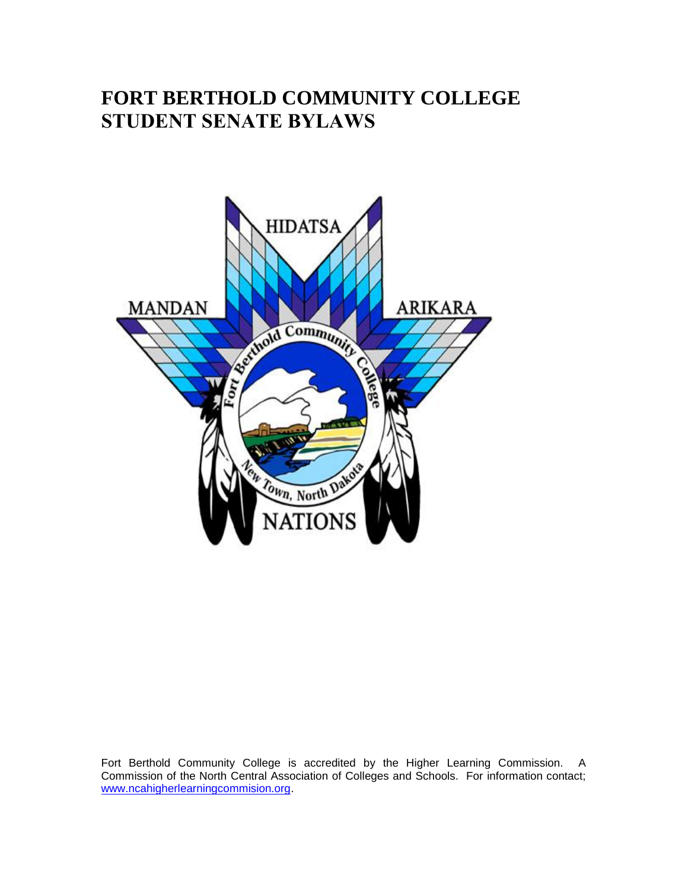# FORT BERTHOLD COMMUNITY COLLEGE STUDENT SENATE BYLAWS

Fort Berthold Community College is accredited by the Higher Learning Commission. A Commission of the North Central Association of Colleges and Schools. For information contact; www.ncahigherlearningcommision.org.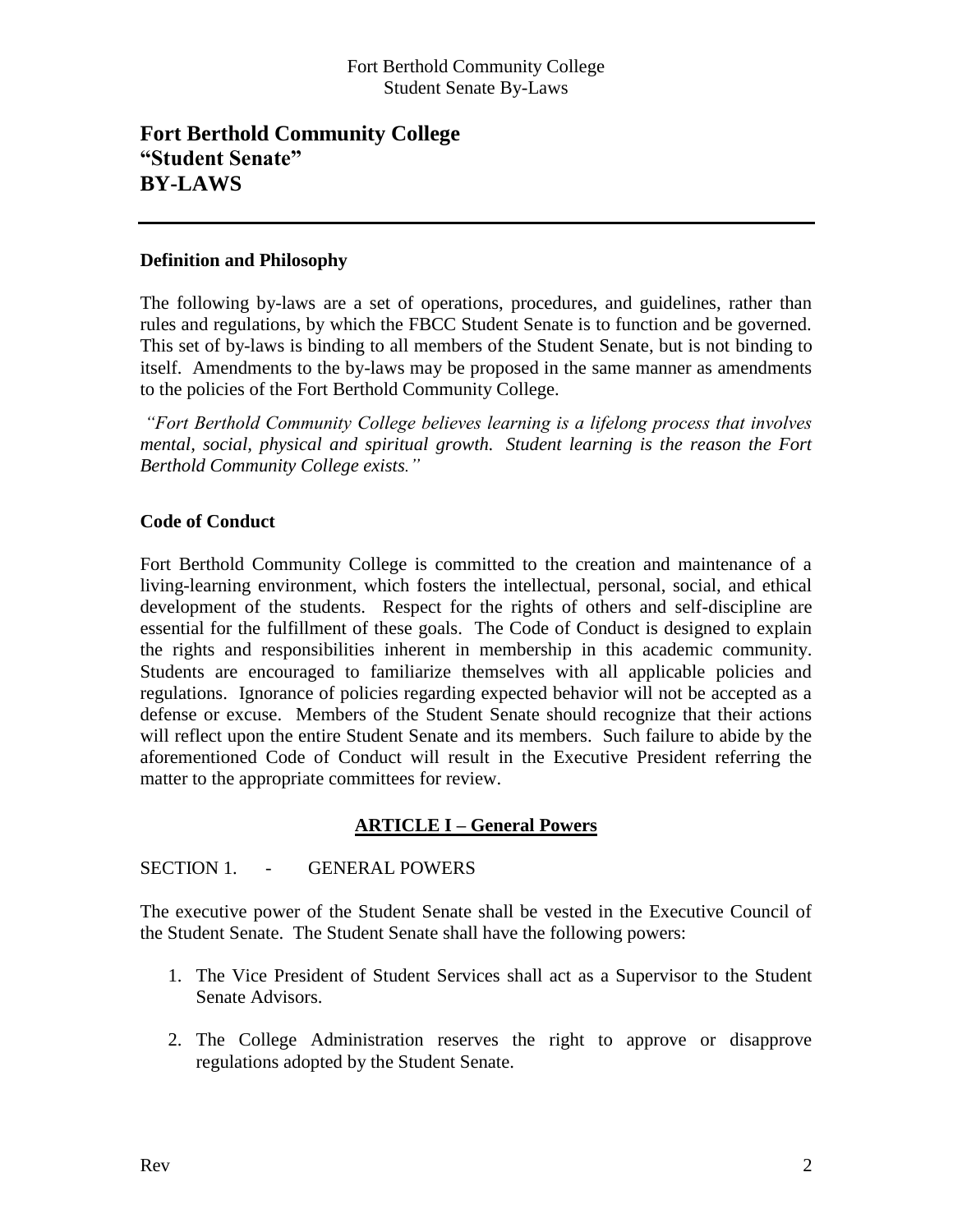# Fort Berthold Community College
# "Student Senate"
# BY-LAWS

---

### Definition and Philosophy

The following by-laws are a set of operations, procedures, and guidelines, rather than rules and regulations, by which the FBCC Student Senate is to function and be governed. This set of by-laws is binding to all members of the Student Senate, but is not binding to itself. Amendments to the by-laws may be proposed in the same manner as amendments to the policies of the Fort Berthold Community College.

*"Fort Berthold Community College believes learning is a lifelong process that involves mental, social, physical and spiritual growth. Student learning is the reason the Fort Berthold Community College exists."*

### Code of Conduct

Fort Berthold Community College is committed to the creation and maintenance of a living-learning environment, which fosters the intellectual, personal, social, and ethical development of the students. Respect for the rights of others and self-discipline are essential for the fulfillment of these goals. The Code of Conduct is designed to explain the rights and responsibilities inherent in membership in this academic community. Students are encouraged to familiarize themselves with all applicable policies and regulations. Ignorance of policies regarding expected behavior will not be accepted as a defense or excuse. Members of the Student Senate should recognize that their actions will reflect upon the entire Student Senate and its members. Such failure to abide by the aforementioned Code of Conduct will result in the Executive President referring the matter to the appropriate committees for review.

## ARTICLE I – General Powers

SECTION 1. - GENERAL POWERS

The executive power of the Student Senate shall be vested in the Executive Council of the Student Senate. The Student Senate shall have the following powers:

1. The Vice President of Student Services shall act as a Supervisor to the Student Senate Advisors.
2. The College Administration reserves the right to approve or disapprove regulations adopted by the Student Senate.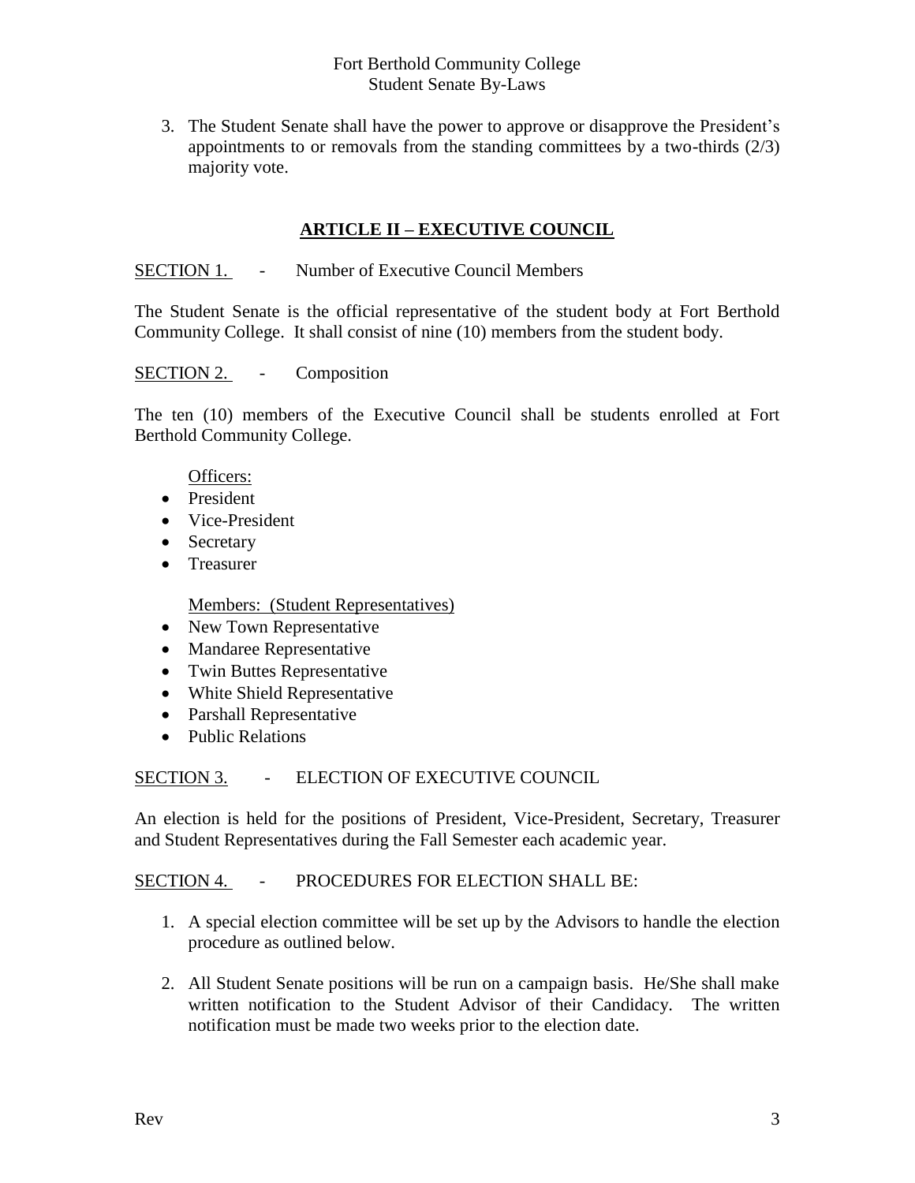3. The Student Senate shall have the power to approve or disapprove the President's appointments to or removals from the standing committees by a two-thirds (2/3) majority vote.

## ARTICLE II – EXECUTIVE COUNCIL

SECTION 1. - Number of Executive Council Members

The Student Senate is the official representative of the student body at Fort Berthold Community College. It shall consist of nine (10) members from the student body.

SECTION 2. - Composition

The ten (10) members of the Executive Council shall be students enrolled at Fort Berthold Community College.

Officers:

- President
- Vice-President
- Secretary
- Treasurer

Members: (Student Representatives)

- New Town Representative
- Mandaree Representative
- Twin Buttes Representative
- White Shield Representative
- Parshall Representative
- Public Relations

SECTION 3. - ELECTION OF EXECUTIVE COUNCIL

An election is held for the positions of President, Vice-President, Secretary, Treasurer and Student Representatives during the Fall Semester each academic year.

SECTION 4. - PROCEDURES FOR ELECTION SHALL BE:

1. A special election committee will be set up by the Advisors to handle the election procedure as outlined below.
2. All Student Senate positions will be run on a campaign basis. He/She shall make written notification to the Student Advisor of their Candidacy. The written notification must be made two weeks prior to the election date.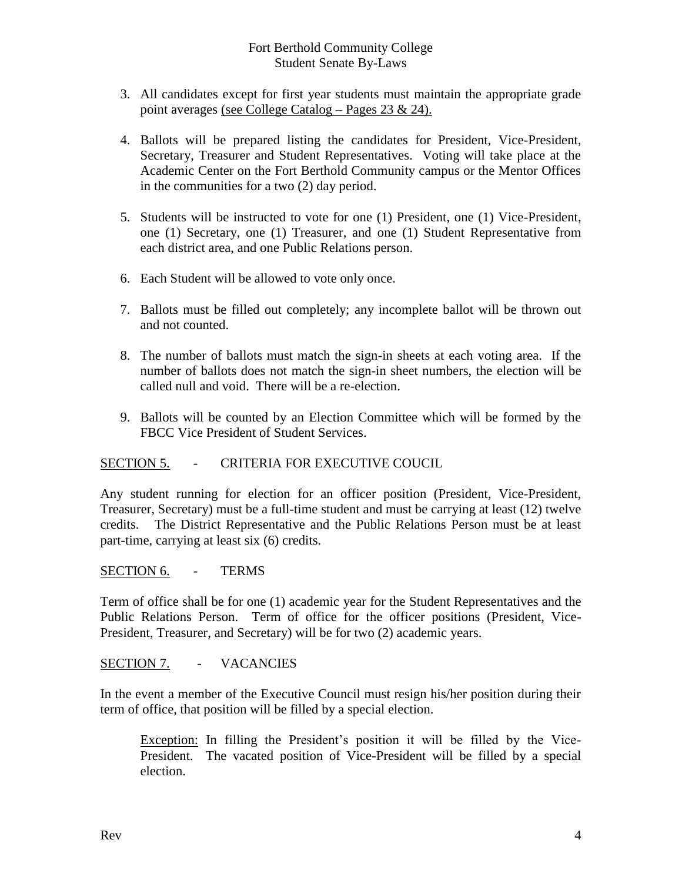3. All candidates except for first year students must maintain the appropriate grade point averages <u>(see College Catalog – Pages 23 & 24).</u>

4. Ballots will be prepared listing the candidates for President, Vice-President, Secretary, Treasurer and Student Representatives. Voting will take place at the Academic Center on the Fort Berthold Community campus or the Mentor Offices in the communities for a two (2) day period.

5. Students will be instructed to vote for one (1) President, one (1) Vice-President, one (1) Secretary, one (1) Treasurer, and one (1) Student Representative from each district area, and one Public Relations person.

6. Each Student will be allowed to vote only once.

7. Ballots must be filled out completely; any incomplete ballot will be thrown out and not counted.

8. The number of ballots must match the sign-in sheets at each voting area. If the number of ballots does not match the sign-in sheet numbers, the election will be called null and void. There will be a re-election.

9. Ballots will be counted by an Election Committee which will be formed by the FBCC Vice President of Student Services.

<u>SECTION 5.</u> - CRITERIA FOR EXECUTIVE COUCIL

Any student running for election for an officer position (President, Vice-President, Treasurer, Secretary) must be a full-time student and must be carrying at least (12) twelve credits. The District Representative and the Public Relations Person must be at least part-time, carrying at least six (6) credits.

<u>SECTION 6.</u> - TERMS

Term of office shall be for one (1) academic year for the Student Representatives and the Public Relations Person. Term of office for the officer positions (President, Vice-President, Treasurer, and Secretary) will be for two (2) academic years.

<u>SECTION 7.</u> - VACANCIES

In the event a member of the Executive Council must resign his/her position during their term of office, that position will be filled by a special election.

> <u>Exception:</u> In filling the President's position it will be filled by the Vice-President. The vacated position of Vice-President will be filled by a special election.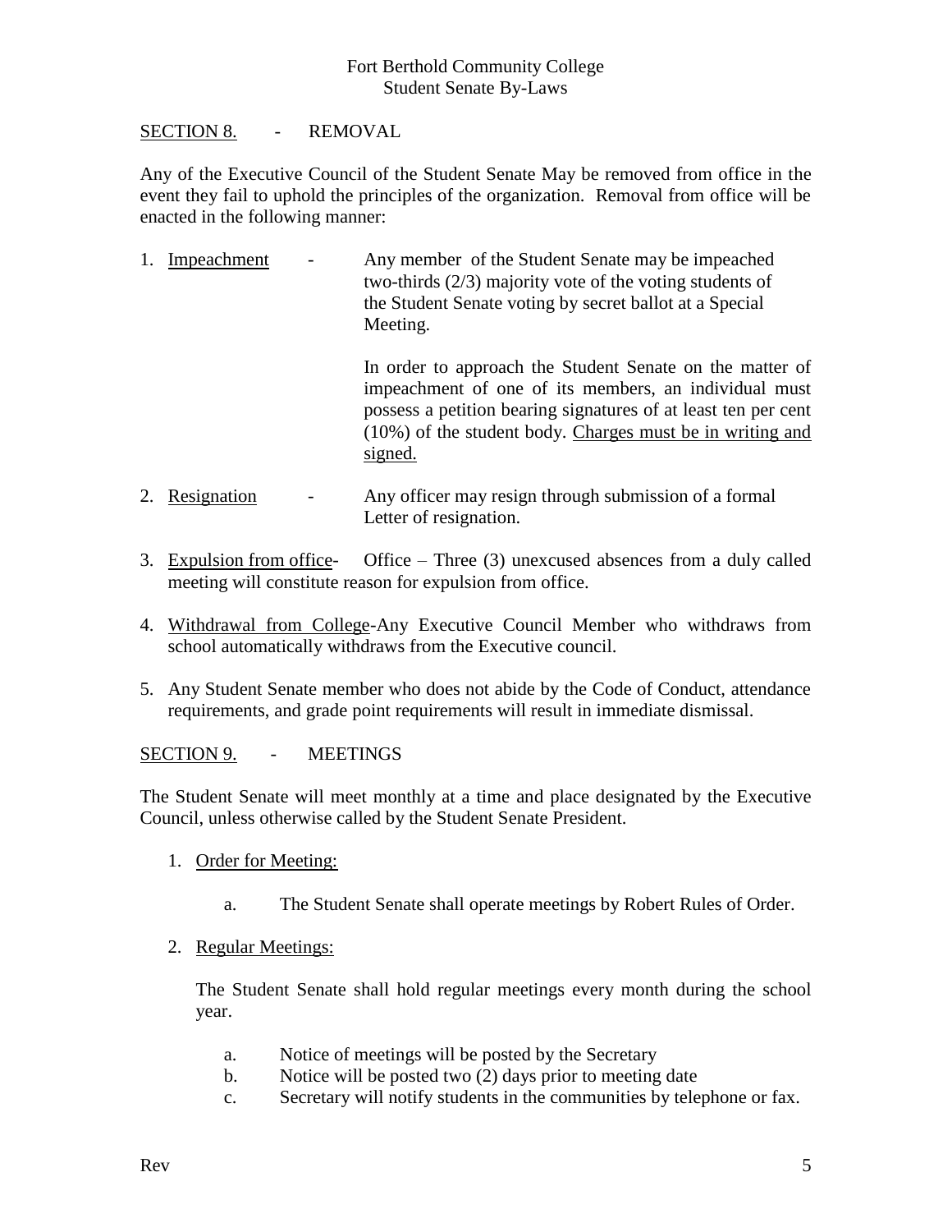SECTION 8. - REMOVAL

Any of the Executive Council of the Student Senate May be removed from office in the event they fail to uphold the principles of the organization. Removal from office will be enacted in the following manner:

1. Impeachment - Any member of the Student Senate may be impeached two-thirds (2/3) majority vote of the voting students of the Student Senate voting by secret ballot at a Special Meeting.

   In order to approach the Student Senate on the matter of impeachment of one of its members, an individual must possess a petition bearing signatures of at least ten per cent (10%) of the student body. Charges must be in writing and signed.

2. Resignation - Any officer may resign through submission of a formal Letter of resignation.

3. Expulsion from office- Office – Three (3) unexcused absences from a duly called meeting will constitute reason for expulsion from office.

4. Withdrawal from College-Any Executive Council Member who withdraws from school automatically withdraws from the Executive council.

5. Any Student Senate member who does not abide by the Code of Conduct, attendance requirements, and grade point requirements will result in immediate dismissal.

SECTION 9. - MEETINGS

The Student Senate will meet monthly at a time and place designated by the Executive Council, unless otherwise called by the Student Senate President.

1. Order for Meeting:

   a. The Student Senate shall operate meetings by Robert Rules of Order.

2. Regular Meetings:

   The Student Senate shall hold regular meetings every month during the school year.

   a. Notice of meetings will be posted by the Secretary
   b. Notice will be posted two (2) days prior to meeting date
   c. Secretary will notify students in the communities by telephone or fax.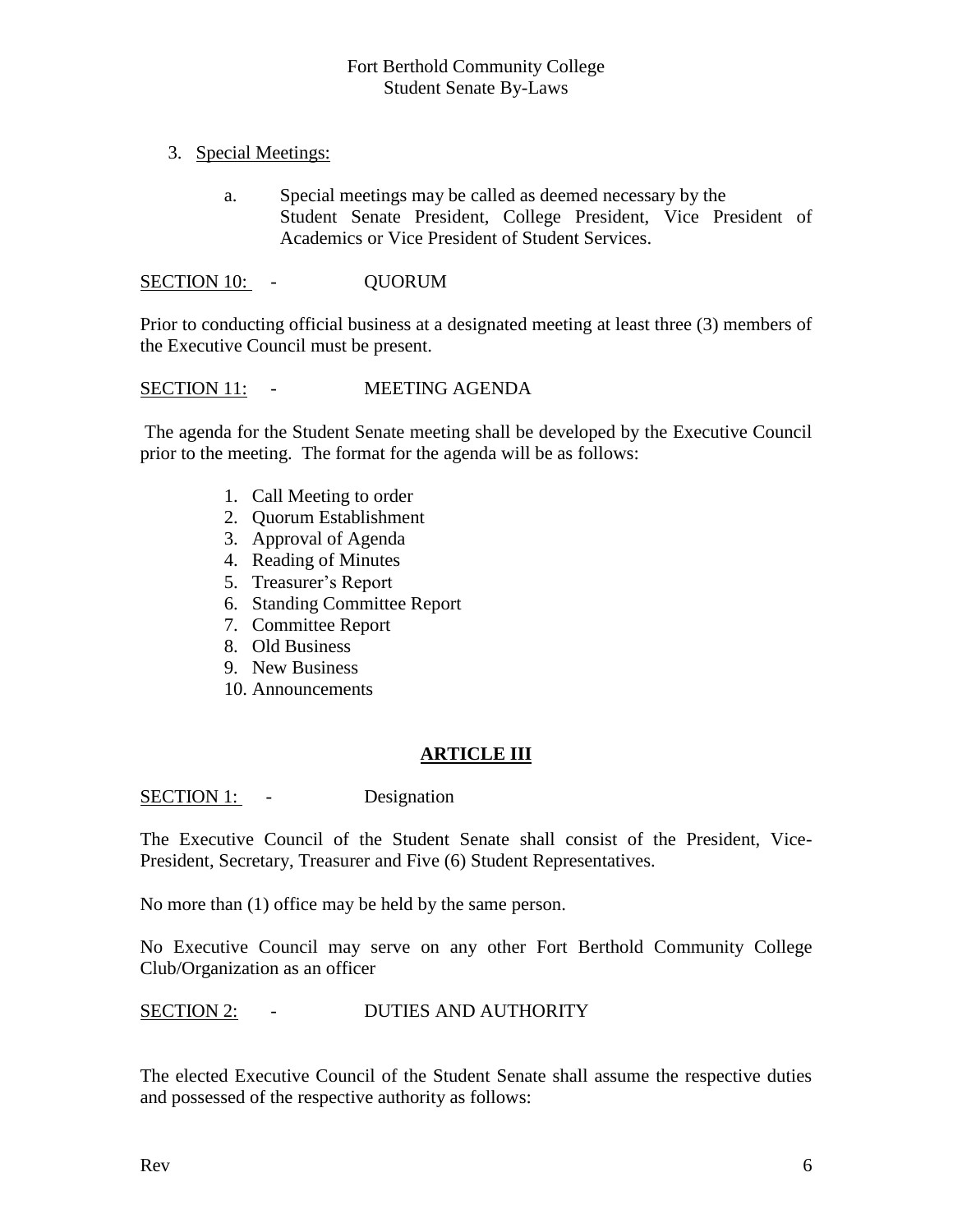3. Special Meetings:

   a. Special meetings may be called as deemed necessary by the Student Senate President, College President, Vice President of Academics or Vice President of Student Services.

SECTION 10: - QUORUM

Prior to conducting official business at a designated meeting at least three (3) members of the Executive Council must be present.

SECTION 11: - MEETING AGENDA

The agenda for the Student Senate meeting shall be developed by the Executive Council prior to the meeting. The format for the agenda will be as follows:

1. Call Meeting to order
2. Quorum Establishment
3. Approval of Agenda
4. Reading of Minutes
5. Treasurer's Report
6. Standing Committee Report
7. Committee Report
8. Old Business
9. New Business
10. Announcements

## ARTICLE III

SECTION 1: - Designation

The Executive Council of the Student Senate shall consist of the President, Vice-President, Secretary, Treasurer and Five (6) Student Representatives.

No more than (1) office may be held by the same person.

No Executive Council may serve on any other Fort Berthold Community College Club/Organization as an officer

SECTION 2: - DUTIES AND AUTHORITY

The elected Executive Council of the Student Senate shall assume the respective duties and possessed of the respective authority as follows: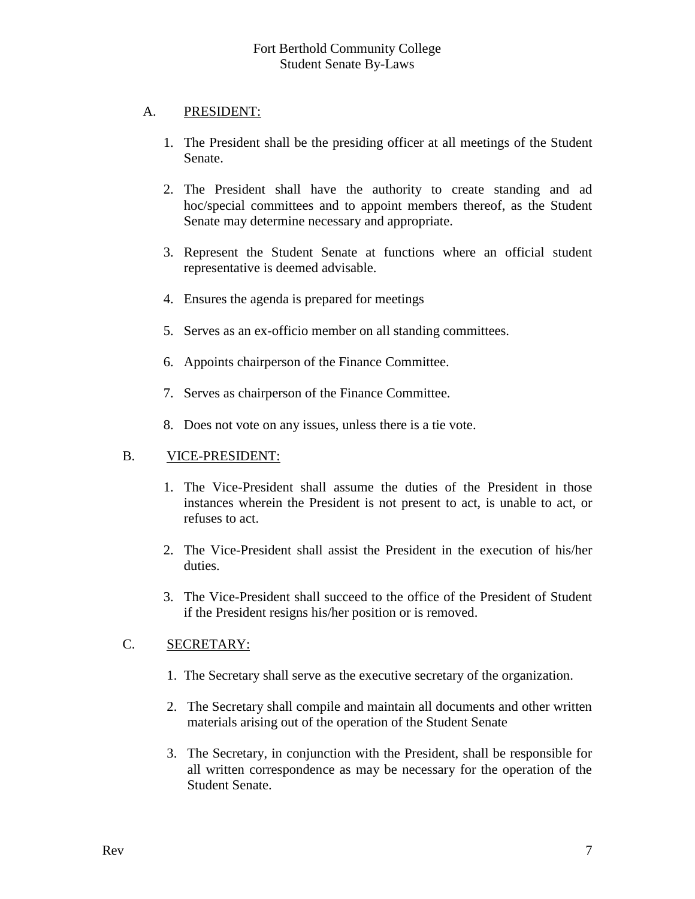A. PRESIDENT:

1. The President shall be the presiding officer at all meetings of the Student Senate.

2. The President shall have the authority to create standing and ad hoc/special committees and to appoint members thereof, as the Student Senate may determine necessary and appropriate.

3. Represent the Student Senate at functions where an official student representative is deemed advisable.

4. Ensures the agenda is prepared for meetings

5. Serves as an ex-officio member on all standing committees.

6. Appoints chairperson of the Finance Committee.

7. Serves as chairperson of the Finance Committee.

8. Does not vote on any issues, unless there is a tie vote.

B. VICE-PRESIDENT:

1. The Vice-President shall assume the duties of the President in those instances wherein the President is not present to act, is unable to act, or refuses to act.

2. The Vice-President shall assist the President in the execution of his/her duties.

3. The Vice-President shall succeed to the office of the President of Student if the President resigns his/her position or is removed.

C. SECRETARY:

1. The Secretary shall serve as the executive secretary of the organization.

2. The Secretary shall compile and maintain all documents and other written materials arising out of the operation of the Student Senate

3. The Secretary, in conjunction with the President, shall be responsible for all written correspondence as may be necessary for the operation of the Student Senate.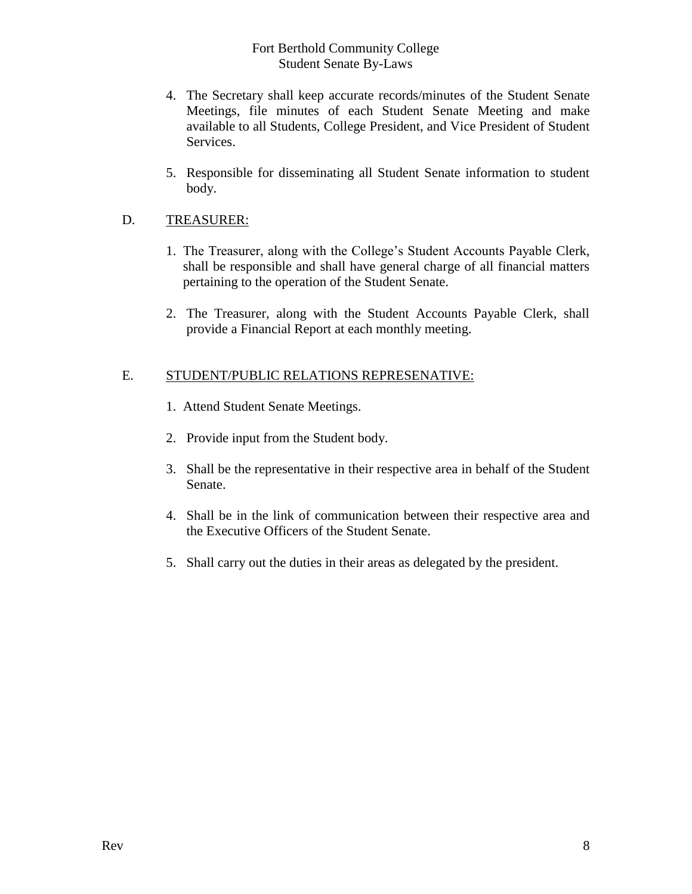4. The Secretary shall keep accurate records/minutes of the Student Senate Meetings, file minutes of each Student Senate Meeting and make available to all Students, College President, and Vice President of Student Services.

5. Responsible for disseminating all Student Senate information to student body.

D. TREASURER:

1. The Treasurer, along with the College's Student Accounts Payable Clerk, shall be responsible and shall have general charge of all financial matters pertaining to the operation of the Student Senate.

2. The Treasurer, along with the Student Accounts Payable Clerk, shall provide a Financial Report at each monthly meeting.

E. STUDENT/PUBLIC RELATIONS REPRESENATIVE:

1. Attend Student Senate Meetings.

2. Provide input from the Student body.

3. Shall be the representative in their respective area in behalf of the Student Senate.

4. Shall be in the link of communication between their respective area and the Executive Officers of the Student Senate.

5. Shall carry out the duties in their areas as delegated by the president.